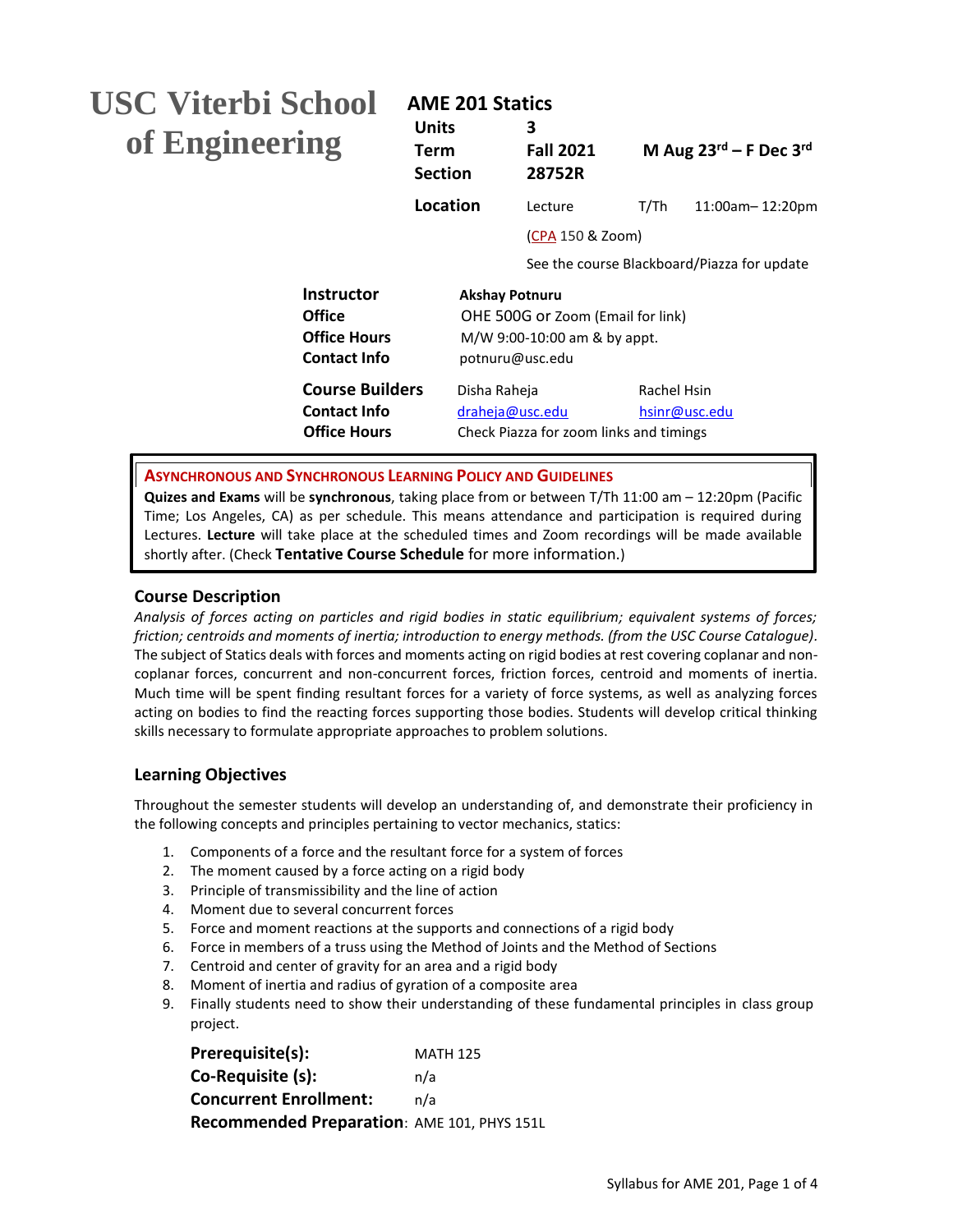# USC Viterbi School of Engineering

## AME 201 Statics

| | | | |
|---|---|---|---|
| **Units** | **3** | | |
| **Term** | **Fall 2021** | **M Aug 23rd – F Dec 3rd** | |
| **Section** | **28752R** | | |
| **Location** | Lecture | T/Th | 11:00am– 12:20pm |
| | (CPA 150 & Zoom) | | |
| | See the course Blackboard/Piazza for update | | |

| | | |
|---|---|---|
| **Instructor** | **Akshay Potnuru** | |
| **Office** | OHE 500G or Zoom (Email for link) | |
| **Office Hours** | M/W 9:00-10:00 am & by appt. | |
| **Contact Info** | potnuru@usc.edu | |
| **Course Builders** | Disha Raheja | Rachel Hsin |
| **Contact Info** | draheja@usc.edu | hsinr@usc.edu |
| **Office Hours** | Check Piazza for zoom links and timings | |

**ASYNCHRONOUS AND SYNCHRONOUS LEARNING POLICY AND GUIDELINES**

**Quizes and Exams** will be **synchronous**, taking place from or between T/Th 11:00 am – 12:20pm (Pacific Time; Los Angeles, CA) as per schedule. This means attendance and participation is required during Lectures. **Lecture** will take place at the scheduled times and Zoom recordings will be made available shortly after. (Check **Tentative Course Schedule** for more information.)

### Course Description

*Analysis of forces acting on particles and rigid bodies in static equilibrium; equivalent systems of forces; friction; centroids and moments of inertia; introduction to energy methods. (from the USC Course Catalogue).* The subject of Statics deals with forces and moments acting on rigid bodies at rest covering coplanar and non-coplanar forces, concurrent and non-concurrent forces, friction forces, centroid and moments of inertia. Much time will be spent finding resultant forces for a variety of force systems, as well as analyzing forces acting on bodies to find the reacting forces supporting those bodies. Students will develop critical thinking skills necessary to formulate appropriate approaches to problem solutions.

### Learning Objectives

Throughout the semester students will develop an understanding of, and demonstrate their proficiency in the following concepts and principles pertaining to vector mechanics, statics:

1. Components of a force and the resultant force for a system of forces
2. The moment caused by a force acting on a rigid body
3. Principle of transmissibility and the line of action
4. Moment due to several concurrent forces
5. Force and moment reactions at the supports and connections of a rigid body
6. Force in members of a truss using the Method of Joints and the Method of Sections
7. Centroid and center of gravity for an area and a rigid body
8. Moment of inertia and radius of gyration of a composite area
9. Finally students need to show their understanding of these fundamental principles in class group project.

**Prerequisite(s):** MATH 125
**Co-Requisite (s):** n/a
**Concurrent Enrollment:** n/a
**Recommended Preparation**: AME 101, PHYS 151L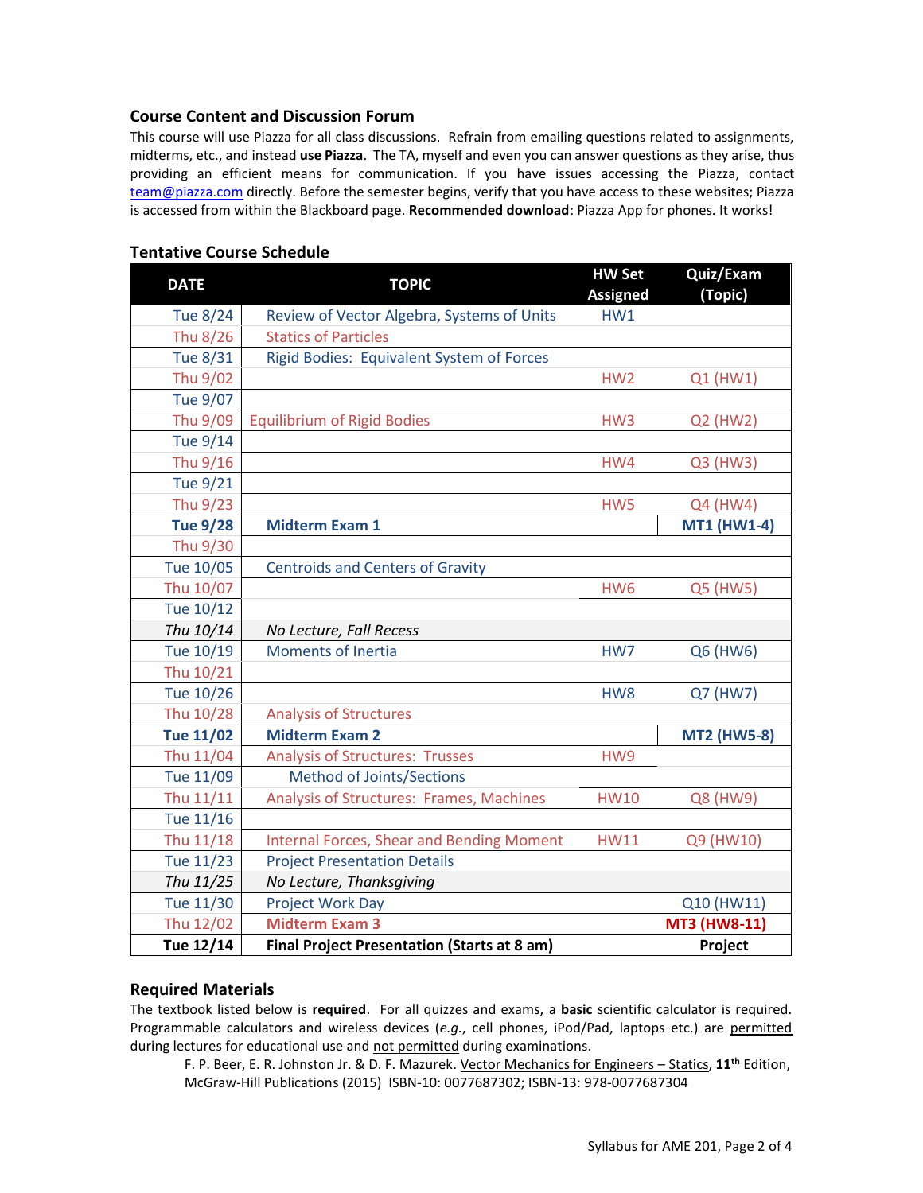## Course Content and Discussion Forum

This course will use Piazza for all class discussions. Refrain from emailing questions related to assignments, midterms, etc., and instead **use Piazza**. The TA, myself and even you can answer questions as they arise, thus providing an efficient means for communication. If you have issues accessing the Piazza, contact team@piazza.com directly. Before the semester begins, verify that you have access to these websites; Piazza is accessed from within the Blackboard page. **Recommended download**: Piazza App for phones. It works!

## Tentative Course Schedule

| DATE | TOPIC | HW Set Assigned | Quiz/Exam (Topic) |
|---|---|---|---|
| Tue 8/24 | Review of Vector Algebra, Systems of Units | HW1 | |
| Thu 8/26 | Statics of Particles | | |
| Tue 8/31 | Rigid Bodies: Equivalent System of Forces | | |
| Thu 9/02 | | HW2 | Q1 (HW1) |
| Tue 9/07 | | | |
| Thu 9/09 | Equilibrium of Rigid Bodies | HW3 | Q2 (HW2) |
| Tue 9/14 | | | |
| Thu 9/16 | | HW4 | Q3 (HW3) |
| Tue 9/21 | | | |
| Thu 9/23 | | HW5 | Q4 (HW4) |
| **Tue 9/28** | **Midterm Exam 1** | | **MT1 (HW1-4)** |
| Thu 9/30 | | | |
| Tue 10/05 | Centroids and Centers of Gravity | | |
| Thu 10/07 | | HW6 | Q5 (HW5) |
| Tue 10/12 | | | |
| *Thu 10/14* | *No Lecture, Fall Recess* | | |
| Tue 10/19 | Moments of Inertia | HW7 | Q6 (HW6) |
| Thu 10/21 | | | |
| Tue 10/26 | | HW8 | Q7 (HW7) |
| Thu 10/28 | Analysis of Structures | | |
| **Tue 11/02** | **Midterm Exam 2** | | **MT2 (HW5-8)** |
| Thu 11/04 | Analysis of Structures: Trusses | HW9 | |
| Tue 11/09 | Method of Joints/Sections | | |
| Thu 11/11 | Analysis of Structures: Frames, Machines | HW10 | Q8 (HW9) |
| Tue 11/16 | | | |
| Thu 11/18 | Internal Forces, Shear and Bending Moment | HW11 | Q9 (HW10) |
| Tue 11/23 | Project Presentation Details | | |
| *Thu 11/25* | *No Lecture, Thanksgiving* | | |
| Tue 11/30 | Project Work Day | | Q10 (HW11) |
| Thu 12/02 | **Midterm Exam 3** | | **MT3 (HW8-11)** |
| **Tue 12/14** | **Final Project Presentation (Starts at 8 am)** | | **Project** |

## Required Materials

The textbook listed below is **required**. For all quizzes and exams, a **basic** scientific calculator is required. Programmable calculators and wireless devices (*e.g.*, cell phones, iPod/Pad, laptops etc.) are permitted during lectures for educational use and not permitted during examinations.

F. P. Beer, E. R. Johnston Jr. & D. F. Mazurek. Vector Mechanics for Engineers – Statics, **11th** Edition, McGraw-Hill Publications (2015) ISBN-10: 0077687302; ISBN-13: 978-0077687304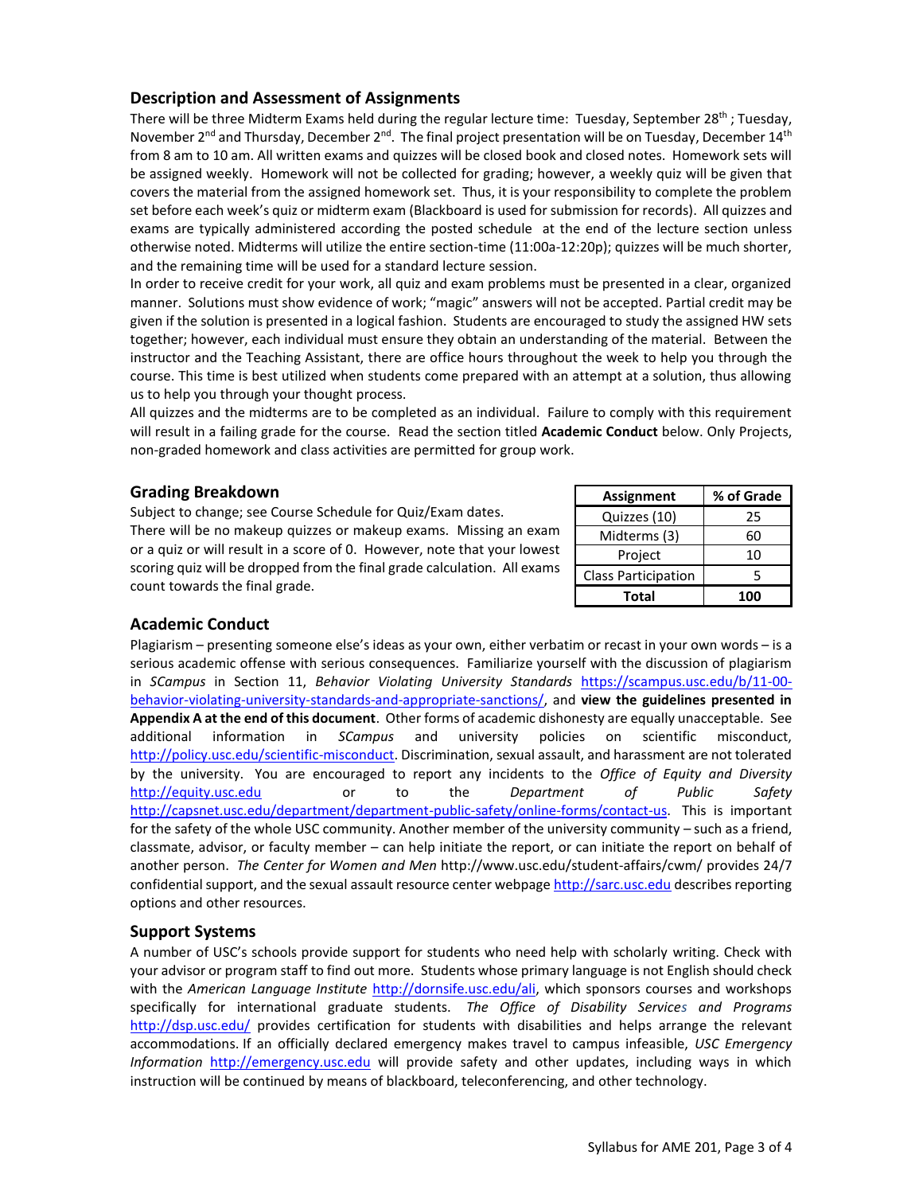## Description and Assessment of Assignments

There will be three Midterm Exams held during the regular lecture time: Tuesday, September 28th ; Tuesday, November 2nd and Thursday, December 2nd. The final project presentation will be on Tuesday, December 14th from 8 am to 10 am. All written exams and quizzes will be closed book and closed notes. Homework sets will be assigned weekly. Homework will not be collected for grading; however, a weekly quiz will be given that covers the material from the assigned homework set. Thus, it is your responsibility to complete the problem set before each week's quiz or midterm exam (Blackboard is used for submission for records). All quizzes and exams are typically administered according the posted schedule at the end of the lecture section unless otherwise noted. Midterms will utilize the entire section-time (11:00a-12:20p); quizzes will be much shorter, and the remaining time will be used for a standard lecture session.

In order to receive credit for your work, all quiz and exam problems must be presented in a clear, organized manner. Solutions must show evidence of work; "magic" answers will not be accepted. Partial credit may be given if the solution is presented in a logical fashion. Students are encouraged to study the assigned HW sets together; however, each individual must ensure they obtain an understanding of the material. Between the instructor and the Teaching Assistant, there are office hours throughout the week to help you through the course. This time is best utilized when students come prepared with an attempt at a solution, thus allowing us to help you through your thought process.

All quizzes and the midterms are to be completed as an individual. Failure to comply with this requirement will result in a failing grade for the course. Read the section titled **Academic Conduct** below. Only Projects, non-graded homework and class activities are permitted for group work.

## Grading Breakdown

Subject to change; see Course Schedule for Quiz/Exam dates.
There will be no makeup quizzes or makeup exams. Missing an exam or a quiz or will result in a score of 0. However, note that your lowest scoring quiz will be dropped from the final grade calculation. All exams count towards the final grade.

| Assignment | % of Grade |
|---|---|
| Quizzes (10) | 25 |
| Midterms (3) | 60 |
| Project | 10 |
| Class Participation | 5 |
| **Total** | **100** |

## Academic Conduct

Plagiarism – presenting someone else's ideas as your own, either verbatim or recast in your own words – is a serious academic offense with serious consequences. Familiarize yourself with the discussion of plagiarism in *SCampus* in Section 11, *Behavior Violating University Standards* https://scampus.usc.edu/b/11-00-behavior-violating-university-standards-and-appropriate-sanctions/, and **view the guidelines presented in Appendix A at the end of this document**. Other forms of academic dishonesty are equally unacceptable. See additional information in *SCampus* and university policies on scientific misconduct, http://policy.usc.edu/scientific-misconduct. Discrimination, sexual assault, and harassment are not tolerated by the university. You are encouraged to report any incidents to the *Office of Equity and Diversity* http://equity.usc.edu or to the *Department of Public Safety* http://capsnet.usc.edu/department/department-public-safety/online-forms/contact-us. This is important for the safety of the whole USC community. Another member of the university community – such as a friend, classmate, advisor, or faculty member – can help initiate the report, or can initiate the report on behalf of another person. *The Center for Women and Men* http://www.usc.edu/student-affairs/cwm/ provides 24/7 confidential support, and the sexual assault resource center webpage http://sarc.usc.edu describes reporting options and other resources.

## Support Systems

A number of USC's schools provide support for students who need help with scholarly writing. Check with your advisor or program staff to find out more. Students whose primary language is not English should check with the *American Language Institute* http://dornsife.usc.edu/ali, which sponsors courses and workshops specifically for international graduate students. *The Office of Disability Services and Programs* http://dsp.usc.edu/ provides certification for students with disabilities and helps arrange the relevant accommodations. If an officially declared emergency makes travel to campus infeasible, *USC Emergency Information* http://emergency.usc.edu will provide safety and other updates, including ways in which instruction will be continued by means of blackboard, teleconferencing, and other technology.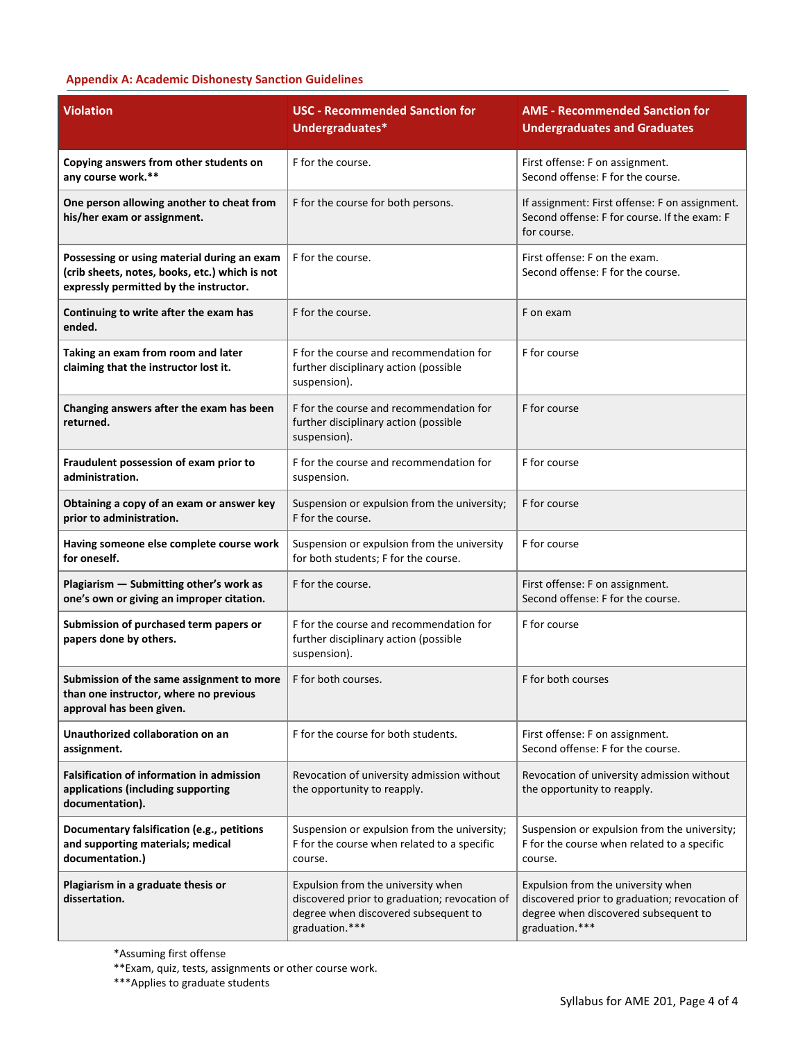### Appendix A: Academic Dishonesty Sanction Guidelines

| Violation | USC - Recommended Sanction for Undergraduates* | AME - Recommended Sanction for Undergraduates and Graduates |
|---|---|---|
| **Copying answers from other students on any course work.**** | F for the course. | First offense: F on assignment. Second offense: F for the course. |
| **One person allowing another to cheat from his/her exam or assignment.** | F for the course for both persons. | If assignment: First offense: F on assignment. Second offense: F for course. If the exam: F for course. |
| **Possessing or using material during an exam (crib sheets, notes, books, etc.) which is not expressly permitted by the instructor.** | F for the course. | First offense: F on the exam. Second offense: F for the course. |
| **Continuing to write after the exam has ended.** | F for the course. | F on exam |
| **Taking an exam from room and later claiming that the instructor lost it.** | F for the course and recommendation for further disciplinary action (possible suspension). | F for course |
| **Changing answers after the exam has been returned.** | F for the course and recommendation for further disciplinary action (possible suspension). | F for course |
| **Fraudulent possession of exam prior to administration.** | F for the course and recommendation for suspension. | F for course |
| **Obtaining a copy of an exam or answer key prior to administration.** | Suspension or expulsion from the university; F for the course. | F for course |
| **Having someone else complete course work for oneself.** | Suspension or expulsion from the university for both students; F for the course. | F for course |
| **Plagiarism — Submitting other's work as one's own or giving an improper citation.** | F for the course. | First offense: F on assignment. Second offense: F for the course. |
| **Submission of purchased term papers or papers done by others.** | F for the course and recommendation for further disciplinary action (possible suspension). | F for course |
| **Submission of the same assignment to more than one instructor, where no previous approval has been given.** | F for both courses. | F for both courses |
| **Unauthorized collaboration on an assignment.** | F for the course for both students. | First offense: F on assignment. Second offense: F for the course. |
| **Falsification of information in admission applications (including supporting documentation).** | Revocation of university admission without the opportunity to reapply. | Revocation of university admission without the opportunity to reapply. |
| **Documentary falsification (e.g., petitions and supporting materials; medical documentation.)** | Suspension or expulsion from the university; F for the course when related to a specific course. | Suspension or expulsion from the university; F for the course when related to a specific course. |
| **Plagiarism in a graduate thesis or dissertation.** | Expulsion from the university when discovered prior to graduation; revocation of degree when discovered subsequent to graduation.*** | Expulsion from the university when discovered prior to graduation; revocation of degree when discovered subsequent to graduation.*** |

*Assuming first offense
**Exam, quiz, tests, assignments or other course work.
***Applies to graduate students